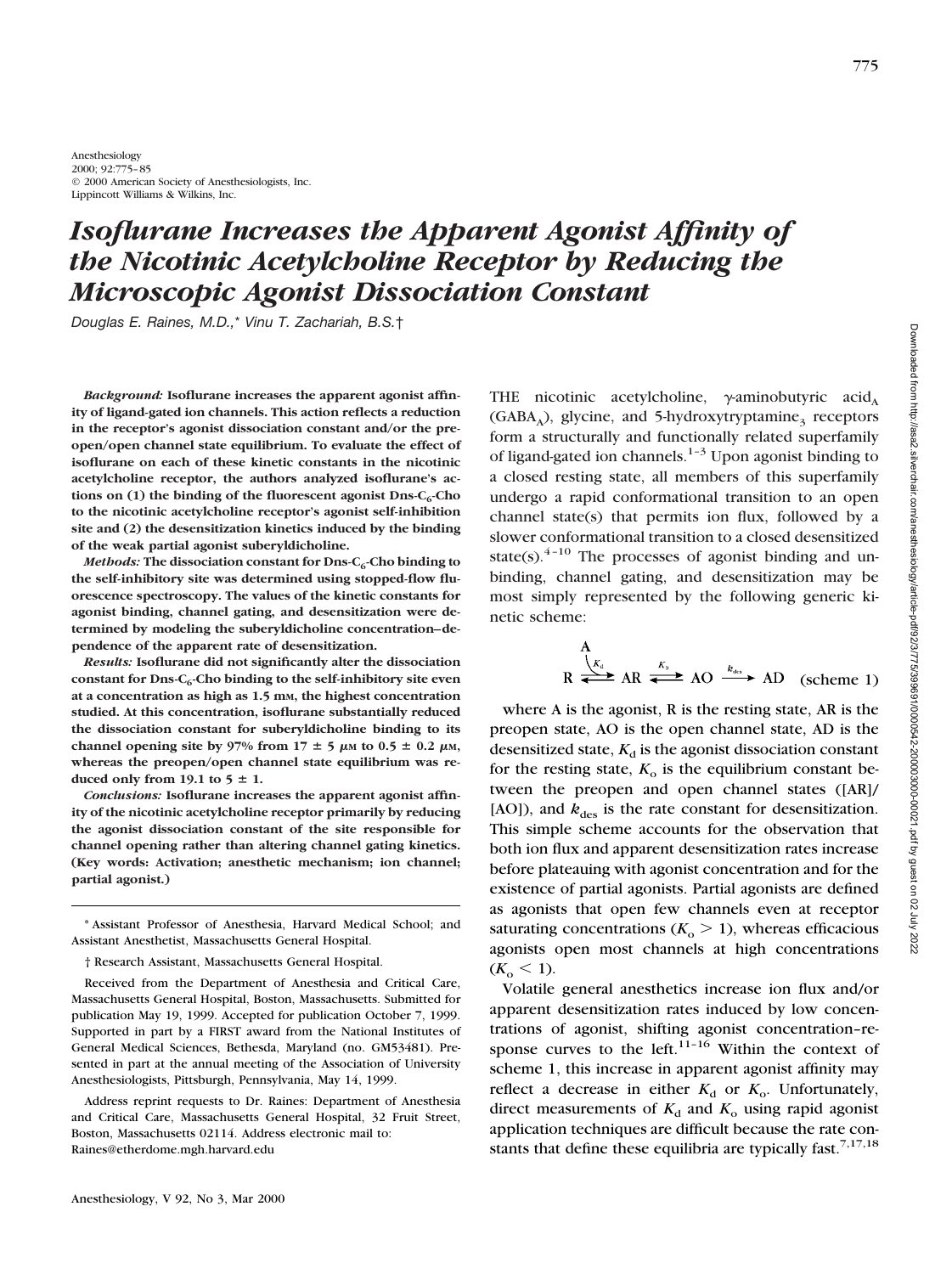Anesthesiology
2000; 92:775–85
© 2000 American Society of Anesthesiologists, Inc.
Lippincott Williams & Wilkins, Inc.

# *Isoflurane Increases the Apparent Agonist Affinity of the Nicotinic Acetylcholine Receptor by Reducing the Microscopic Agonist Dissociation Constant*

*Douglas E. Raines, M.D.,\* Vinu T. Zachariah, B.S.†*

***Background:*** **Isoflurane increases the apparent agonist affinity of ligand-gated ion channels. This action reflects a reduction in the receptor's agonist dissociation constant and/or the preopen/open channel state equilibrium. To evaluate the effect of isoflurane on each of these kinetic constants in the nicotinic acetylcholine receptor, the authors analyzed isoflurane's actions on (1) the binding of the fluorescent agonist Dns-$C_6$-Cho to the nicotinic acetylcholine receptor's agonist self-inhibition site and (2) the desensitization kinetics induced by the binding of the weak partial agonist suberyldicholine.**

***Methods:*** **The dissociation constant for Dns-$C_6$-Cho binding to the self-inhibitory site was determined using stopped-flow fluorescence spectroscopy. The values of the kinetic constants for agonist binding, channel gating, and desensitization were determined by modeling the suberyldicholine concentration–dependence of the apparent rate of desensitization.**

***Results:*** **Isoflurane did not significantly alter the dissociation constant for Dns-$C_6$-Cho binding to the self-inhibitory site even at a concentration as high as 1.5 mM, the highest concentration studied. At this concentration, isoflurane substantially reduced the dissociation constant for suberyldicholine binding to its channel opening site by 97% from 17 ± 5 $\mu$M to 0.5 ± 0.2 $\mu$M, whereas the preopen/open channel state equilibrium was reduced only from 19.1 to 5 ± 1.**

***Conclusions:*** **Isoflurane increases the apparent agonist affinity of the nicotinic acetylcholine receptor primarily by reducing the agonist dissociation constant of the site responsible for channel opening rather than altering channel gating kinetics. (Key words: Activation; anesthetic mechanism; ion channel; partial agonist.)**

---

\* Assistant Professor of Anesthesia, Harvard Medical School; and Assistant Anesthetist, Massachusetts General Hospital.

† Research Assistant, Massachusetts General Hospital.

Received from the Department of Anesthesia and Critical Care, Massachusetts General Hospital, Boston, Massachusetts. Submitted for publication May 19, 1999. Accepted for publication October 7, 1999. Supported in part by a FIRST award from the National Institutes of General Medical Sciences, Bethesda, Maryland (no. GM53481). Presented in part at the annual meeting of the Association of University Anesthesiologists, Pittsburgh, Pennsylvania, May 14, 1999.

Address reprint requests to Dr. Raines: Department of Anesthesia and Critical Care, Massachusetts General Hospital, 32 Fruit Street, Boston, Massachusetts 02114. Address electronic mail to: Raines@etherdome.mgh.harvard.edu

---

THE nicotinic acetylcholine, $\gamma$-aminobutyric $\text{acid}_A$ ($GABA_A$), glycine, and 5-$\text{hydroxytryptamine}_3$ receptors form a structurally and functionally related superfamily of ligand-gated ion channels.[1–3] Upon agonist binding to a closed resting state, all members of this superfamily undergo a rapid conformational transition to an open channel state(s) that permits ion flux, followed by a slower conformational transition to a closed desensitized state(s).[4–10] The processes of agonist binding and unbinding, channel gating, and desensitization may be most simply represented by the following generic kinetic scheme:

$$R \underset{}{\overset{A \atop K_d}{\rightleftharpoons}} AR \overset{K_o}{\rightleftharpoons} AO \overset{k_{des}}{\longrightarrow} AD \quad \text{(scheme 1)}$$

where A is the agonist, R is the resting state, AR is the preopen state, AO is the open channel state, AD is the desensitized state, $K_d$ is the agonist dissociation constant for the resting state, $K_o$ is the equilibrium constant between the preopen and open channel states ([AR]/[AO]), and $k_{des}$ is the rate constant for desensitization. This simple scheme accounts for the observation that both ion flux and apparent desensitization rates increase before plateauing with agonist concentration and for the existence of partial agonists. Partial agonists are defined as agonists that open few channels even at receptor saturating concentrations ($K_o > 1$), whereas efficacious agonists open most channels at high concentrations ($K_o < 1$).

Volatile general anesthetics increase ion flux and/or apparent desensitization rates induced by low concentrations of agonist, shifting agonist concentration–response curves to the left.[11–16] Within the context of scheme 1, this increase in apparent agonist affinity may reflect a decrease in either $K_d$ or $K_o$. Unfortunately, direct measurements of $K_d$ and $K_o$ using rapid agonist application techniques are difficult because the rate constants that define these equilibria are typically fast.[7,17,18]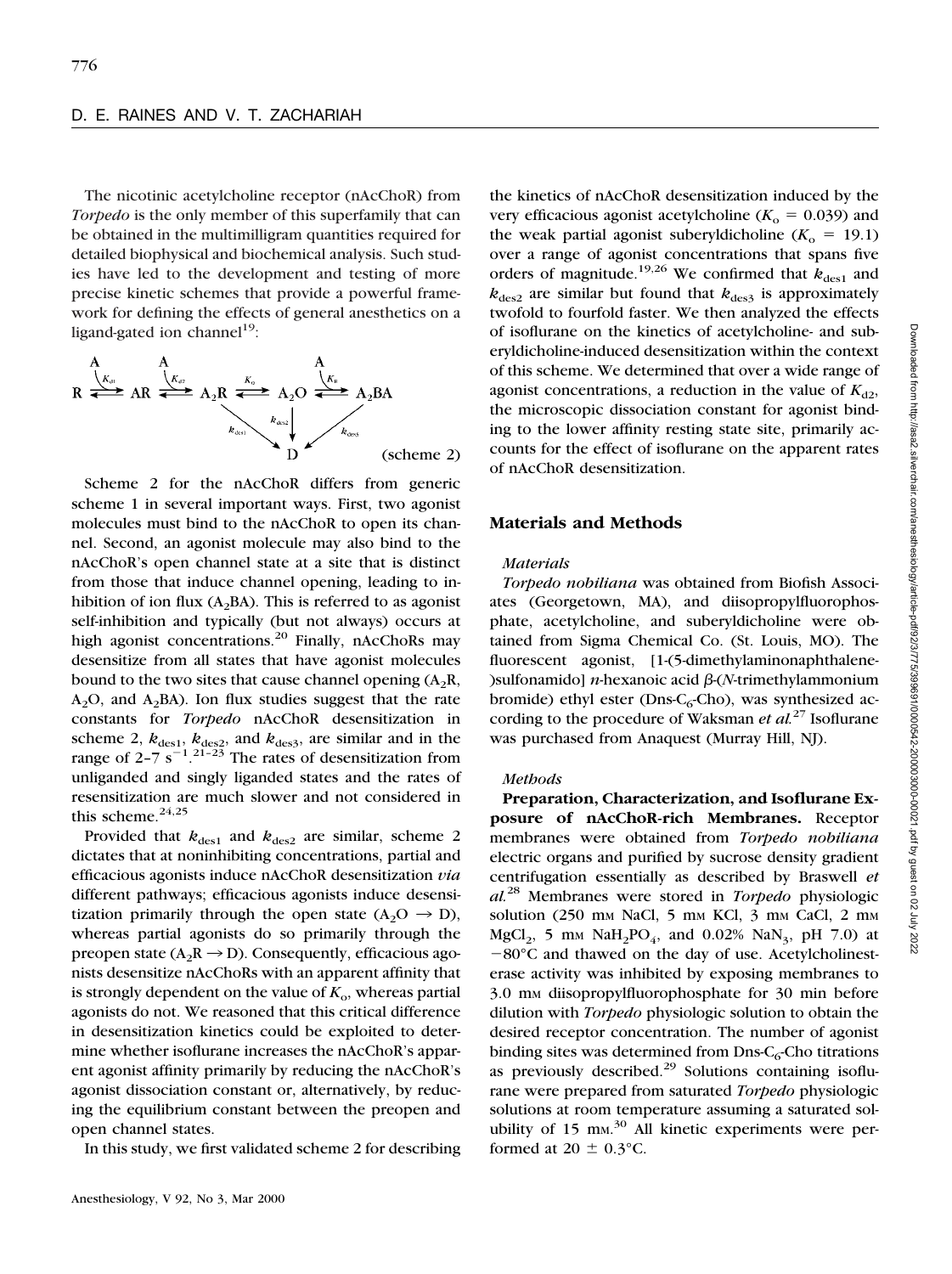The nicotinic acetylcholine receptor (nAcChoR) from *Torpedo* is the only member of this superfamily that can be obtained in the multimilligram quantities required for detailed biophysical and biochemical analysis. Such studies have led to the development and testing of more precise kinetic schemes that provide a powerful framework for defining the effects of general anesthetics on a ligand-gated ion channel[19]:

$$\mathrm{R} \underset{}{\overset{\mathrm{A}}{\underset{K_{d1}}{\rightleftharpoons}}} \mathrm{AR} \overset{\mathrm{A}}{\underset{K_{d2}}{\rightleftharpoons}} \mathrm{A_2R} \underset{K_o}{\rightleftharpoons} \mathrm{A_2O} \overset{\mathrm{A}}{\underset{K_B}{\rightleftharpoons}} \mathrm{A_2BA}$$

$$\mathrm{A_2R} \xrightarrow{k_{des1}} \mathrm{D}, \quad \mathrm{A_2O} \xrightarrow{k_{des2}} \mathrm{D}, \quad \mathrm{A_2BA} \xrightarrow{k_{des3}} \mathrm{D} \qquad \text{(scheme 2)}$$

Scheme 2 for the nAcChoR differs from generic scheme 1 in several important ways. First, two agonist molecules must bind to the nAcChoR to open its channel. Second, an agonist molecule may also bind to the nAcChoR's open channel state at a site that is distinct from those that induce channel opening, leading to inhibition of ion flux ($A_2BA$). This is referred to as agonist self-inhibition and typically (but not always) occurs at high agonist concentrations.[20] Finally, nAcChoRs may desensitize from all states that have agonist molecules bound to the two sites that cause channel opening ($A_2R$, $A_2O$, and $A_2BA$). Ion flux studies suggest that the rate constants for *Torpedo* nAcChoR desensitization in scheme 2, $k_{des1}$, $k_{des2}$, and $k_{des3}$, are similar and in the range of 2–7 $s^{-1}$.[21–23] The rates of desensitization from unliganded and singly liganded states and the rates of resensitization are much slower and not considered in this scheme.[24,25]

Provided that $k_{des1}$ and $k_{des2}$ are similar, scheme 2 dictates that at noninhibiting concentrations, partial and efficacious agonists induce nAcChoR desensitization *via* different pathways; efficacious agonists induce desensitization primarily through the open state ($A_2O \rightarrow D$), whereas partial agonists do so primarily through the preopen state ($A_2R \rightarrow D$). Consequently, efficacious agonists desensitize nAcChoRs with an apparent affinity that is strongly dependent on the value of $K_o$, whereas partial agonists do not. We reasoned that this critical difference in desensitization kinetics could be exploited to determine whether isoflurane increases the nAcChoR's apparent agonist affinity primarily by reducing the nAcChoR's agonist dissociation constant or, alternatively, by reducing the equilibrium constant between the preopen and open channel states.

In this study, we first validated scheme 2 for describing the kinetics of nAcChoR desensitization induced by the very efficacious agonist acetylcholine ($K_o$ = 0.039) and the weak partial agonist suberyldicholine ($K_o$ = 19.1) over a range of agonist concentrations that spans five orders of magnitude.[19,26] We confirmed that $k_{des1}$ and $k_{des2}$ are similar but found that $k_{des3}$ is approximately twofold to fourfold faster. We then analyzed the effects of isoflurane on the kinetics of acetylcholine- and suberyldicholine-induced desensitization within the context of this scheme. We determined that over a wide range of agonist concentrations, a reduction in the value of $K_{d2}$, the microscopic dissociation constant for agonist binding to the lower affinity resting state site, primarily accounts for the effect of isoflurane on the apparent rates of nAcChoR desensitization.

## Materials and Methods

### Materials

*Torpedo nobiliana* was obtained from Biofish Associates (Georgetown, MA), and diisopropylfluorophosphate, acetylcholine, and suberyldicholine were obtained from Sigma Chemical Co. (St. Louis, MO). The fluorescent agonist, [1-(5-dimethylaminonaphthalene-)sulfonamido] *n*-hexanoic acid β-(*N*-trimethylammonium bromide) ethyl ester (Dns-$C_6$-Cho), was synthesized according to the procedure of Waksman *et al.*[27] Isoflurane was purchased from Anaquest (Murray Hill, NJ).

### Methods

**Preparation, Characterization, and Isoflurane Exposure of nAcChoR-rich Membranes.** Receptor membranes were obtained from *Torpedo nobiliana* electric organs and purified by sucrose density gradient centrifugation essentially as described by Braswell *et al.*[28] Membranes were stored in *Torpedo* physiologic solution (250 mM NaCl, 5 mM KCl, 3 mM $CaCl_2$, 2 mM $MgCl_2$, 5 mM $NaH_2PO_4$, and 0.02% $NaN_3$, pH 7.0) at −80°C and thawed on the day of use. Acetylcholinesterase activity was inhibited by exposing membranes to 3.0 mM diisopropylfluorophosphate for 30 min before dilution with *Torpedo* physiologic solution to obtain the desired receptor concentration. The number of agonist binding sites was determined from Dns-$C_6$-Cho titrations as previously described.[29] Solutions containing isoflurane were prepared from saturated *Torpedo* physiologic solutions at room temperature assuming a saturated solubility of 15 mM.[30] All kinetic experiments were performed at 20 ± 0.3°C.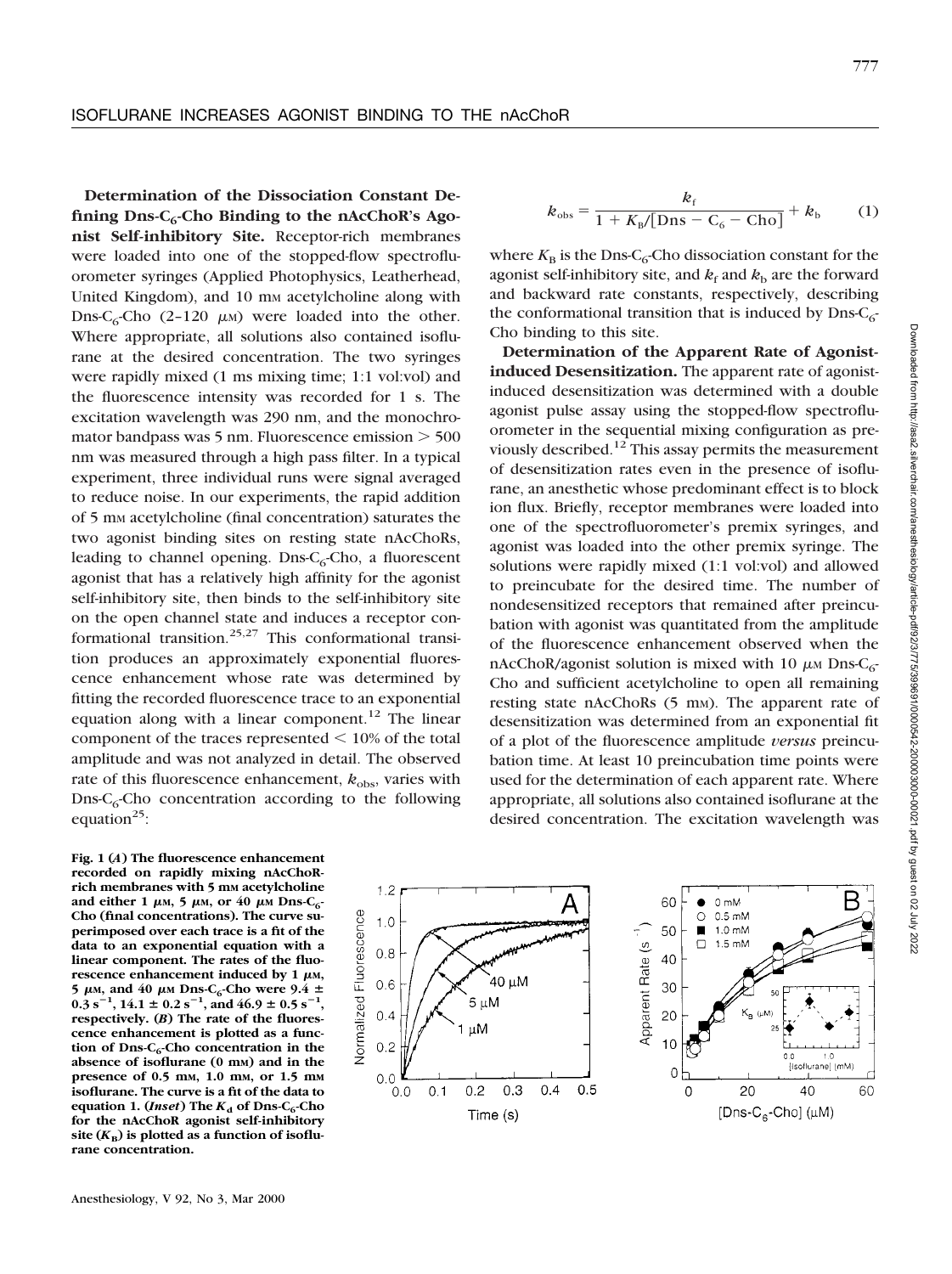**Determination of the Dissociation Constant Defining Dns-$C_6$-Cho Binding to the nAcChoR's Agonist Self-inhibitory Site.** Receptor-rich membranes were loaded into one of the stopped-flow spectrofluorometer syringes (Applied Photophysics, Leatherhead, United Kingdom), and 10 mM acetylcholine along with Dns-$C_6$-Cho (2–120 $\mu$M) were loaded into the other. Where appropriate, all solutions also contained isoflurane at the desired concentration. The two syringes were rapidly mixed (1 ms mixing time; 1:1 vol:vol) and the fluorescence intensity was recorded for 1 s. The excitation wavelength was 290 nm, and the monochromator bandpass was 5 nm. Fluorescence emission > 500 nm was measured through a high pass filter. In a typical experiment, three individual runs were signal averaged to reduce noise. In our experiments, the rapid addition of 5 mM acetylcholine (final concentration) saturates the two agonist binding sites on resting state nAcChoRs, leading to channel opening. Dns-$C_6$-Cho, a fluorescent agonist that has a relatively high affinity for the agonist self-inhibitory site, then binds to the self-inhibitory site on the open channel state and induces a receptor conformational transition.[25,27] This conformational transition produces an approximately exponential fluorescence enhancement whose rate was determined by fitting the recorded fluorescence trace to an exponential equation along with a linear component.[12] The linear component of the traces represented < 10% of the total amplitude and was not analyzed in detail. The observed rate of this fluorescence enhancement, $k_{obs}$, varies with Dns-$C_6$-Cho concentration according to the following equation[25]:

$$k_{obs} = \frac{k_f}{1 + K_B/[\text{Dns} - \text{C}_6 - \text{Cho}]} + k_b \qquad (1)$$

where $K_B$ is the Dns-$C_6$-Cho dissociation constant for the agonist self-inhibitory site, and $k_f$ and $k_b$ are the forward and backward rate constants, respectively, describing the conformational transition that is induced by Dns-$C_6$-Cho binding to this site.

**Determination of the Apparent Rate of Agonist-induced Desensitization.** The apparent rate of agonist-induced desensitization was determined with a double agonist pulse assay using the stopped-flow spectrofluorometer in the sequential mixing configuration as previously described.[12] This assay permits the measurement of desensitization rates even in the presence of isoflurane, an anesthetic whose predominant effect is to block ion flux. Briefly, receptor membranes were loaded into one of the spectrofluorometer's premix syringes, and agonist was loaded into the other premix syringe. The solutions were rapidly mixed (1:1 vol:vol) and allowed to preincubate for the desired time. The number of nondesensitized receptors that remained after preincubation with agonist was quantitated from the amplitude of the fluorescence enhancement observed when the nAcChoR/agonist solution is mixed with 10 $\mu$M Dns-$C_6$-Cho and sufficient acetylcholine to open all remaining resting state nAcChoRs (5 mM). The apparent rate of desensitization was determined from an exponential fit of a plot of the fluorescence amplitude *versus* preincubation time. At least 10 preincubation time points were used for the determination of each apparent rate. Where appropriate, all solutions also contained isoflurane at the desired concentration. The excitation wavelength was

**Fig. 1** (*A*) The fluorescence enhancement recorded on rapidly mixing nAcChoR-rich membranes with 5 mM acetylcholine and either 1 $\mu$M, 5 $\mu$M, or 40 $\mu$M Dns-$C_6$-Cho (final concentrations). The curve superimposed over each trace is a fit of the data to an exponential equation with a linear component. The rates of the fluorescence enhancement induced by 1 $\mu$M, 5 $\mu$M, and 40 $\mu$M Dns-$C_6$-Cho were 9.4 ± 0.3 $s^{-1}$, 14.1 ± 0.2 $s^{-1}$, and 46.9 ± 0.5 $s^{-1}$, respectively. (*B*) The rate of the fluorescence enhancement is plotted as a function of Dns-$C_6$-Cho concentration in the absence of isoflurane (0 mM) and in the presence of 0.5 mM, 1.0 mM, or 1.5 mM isoflurane. The curve is a fit of the data to equation 1. (*Inset*) The $K_d$ of Dns-$C_6$-Cho for the nAcChoR agonist self-inhibitory site ($K_B$) is plotted as a function of isoflurane concentration.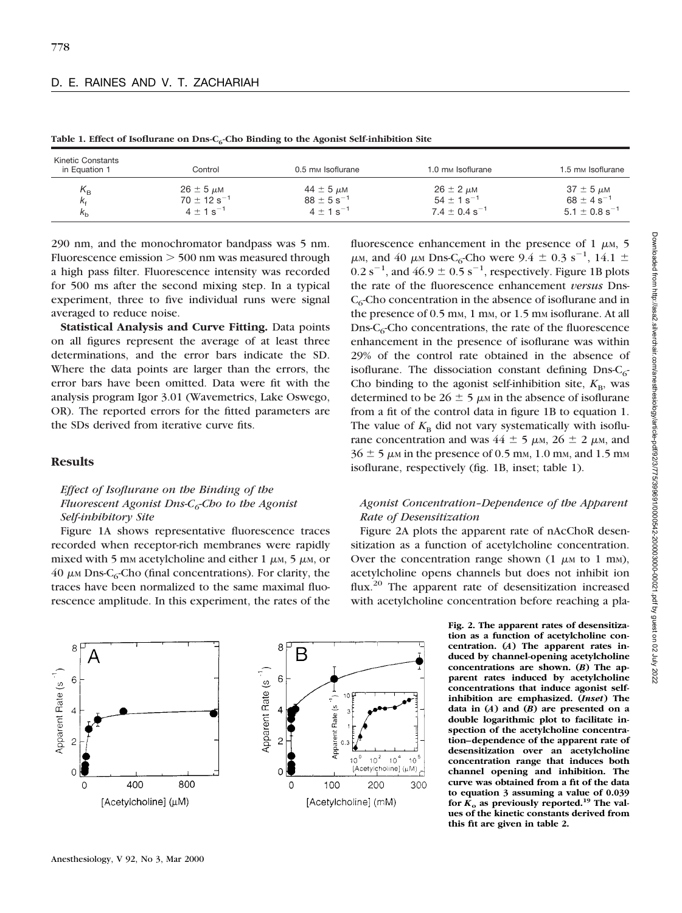**Table 1. Effect of Isoflurane on Dns-$C_6$-Cho Binding to the Agonist Self-inhibition Site**

| Kinetic Constants in Equation 1 | Control | 0.5 mM Isoflurane | 1.0 mM Isoflurane | 1.5 mM Isoflurane |
|---|---|---|---|---|
| $K_B$ | 26 ± 5 μM | 44 ± 5 μM | 26 ± 2 μM | 37 ± 5 μM |
| $k_f$ | 70 ± 12 $s^{-1}$ | 88 ± 5 $s^{-1}$ | 54 ± 1 $s^{-1}$ | 68 ± 4 $s^{-1}$ |
| $k_b$ | 4 ± 1 $s^{-1}$ | 4 ± 1 $s^{-1}$ | 7.4 ± 0.4 $s^{-1}$ | 5.1 ± 0.8 $s^{-1}$ |

290 nm, and the monochromator bandpass was 5 nm. Fluorescence emission > 500 nm was measured through a high pass filter. Fluorescence intensity was recorded for 500 ms after the second mixing step. In a typical experiment, three to five individual runs were signal averaged to reduce noise.

**Statistical Analysis and Curve Fitting.** Data points on all figures represent the average of at least three determinations, and the error bars indicate the SD. Where the data points are larger than the errors, the error bars have been omitted. Data were fit with the analysis program Igor 3.01 (Wavemetrics, Lake Oswego, OR). The reported errors for the fitted parameters are the SDs derived from iterative curve fits.

## Results

### *Effect of Isoflurane on the Binding of the Fluorescent Agonist Dns-$C_6$-Cho to the Agonist Self-inhibitory Site*

Figure 1A shows representative fluorescence traces recorded when receptor-rich membranes were rapidly mixed with 5 mM acetylcholine and either 1 μM, 5 μM, or 40 μM Dns-$C_6$-Cho (final concentrations). For clarity, the traces have been normalized to the same maximal fluorescence amplitude. In this experiment, the rates of the fluorescence enhancement in the presence of 1 μM, 5 μM, and 40 μM Dns-$C_6$-Cho were 9.4 ± 0.3 $s^{-1}$, 14.1 ± 0.2 $s^{-1}$, and 46.9 ± 0.5 $s^{-1}$, respectively. Figure 1B plots the rate of the fluorescence enhancement *versus* Dns-$C_6$-Cho concentration in the absence of isoflurane and in the presence of 0.5 mM, 1 mM, or 1.5 mM isoflurane. At all Dns-$C_6$-Cho concentrations, the rate of the fluorescence enhancement in the presence of isoflurane was within 29% of the control rate obtained in the absence of isoflurane. The dissociation constant defining Dns-$C_6$-Cho binding to the agonist self-inhibition site, $K_B$, was determined to be 26 ± 5 μM in the absence of isoflurane from a fit of the control data in figure 1B to equation 1. The value of $K_B$ did not vary systematically with isoflurane concentration and was 44 ± 5 μM, 26 ± 2 μM, and 36 ± 5 μM in the presence of 0.5 mM, 1.0 mM, and 1.5 mM isoflurane, respectively (fig. 1B, inset; table 1).

### *Agonist Concentration–Dependence of the Apparent Rate of Desensitization*

Figure 2A plots the apparent rate of nAcChoR desensitization as a function of acetylcholine concentration. Over the concentration range shown (1 μM to 1 mM), acetylcholine opens channels but does not inhibit ion flux.[20] The apparent rate of desensitization increased with acetylcholine concentration before reaching a pla-

**Fig. 2. The apparent rates of desensitization as a function of acetylcholine concentration. (*A*) The apparent rates induced by channel-opening acetylcholine concentrations are shown. (*B*) The apparent rates induced by acetylcholine concentrations that induce agonist self-inhibition are emphasized. (*Inset*) The data in (*A*) and (*B*) are presented on a double logarithmic plot to facilitate inspection of the acetylcholine concentration–dependence of the apparent rate of desensitization over an acetylcholine concentration range that induces both channel opening and inhibition. The curve was obtained from a fit of the data to equation 3 assuming a value of 0.039 for $K_o$ as previously reported.[19] The values of the kinetic constants derived from this fit are given in table 2.**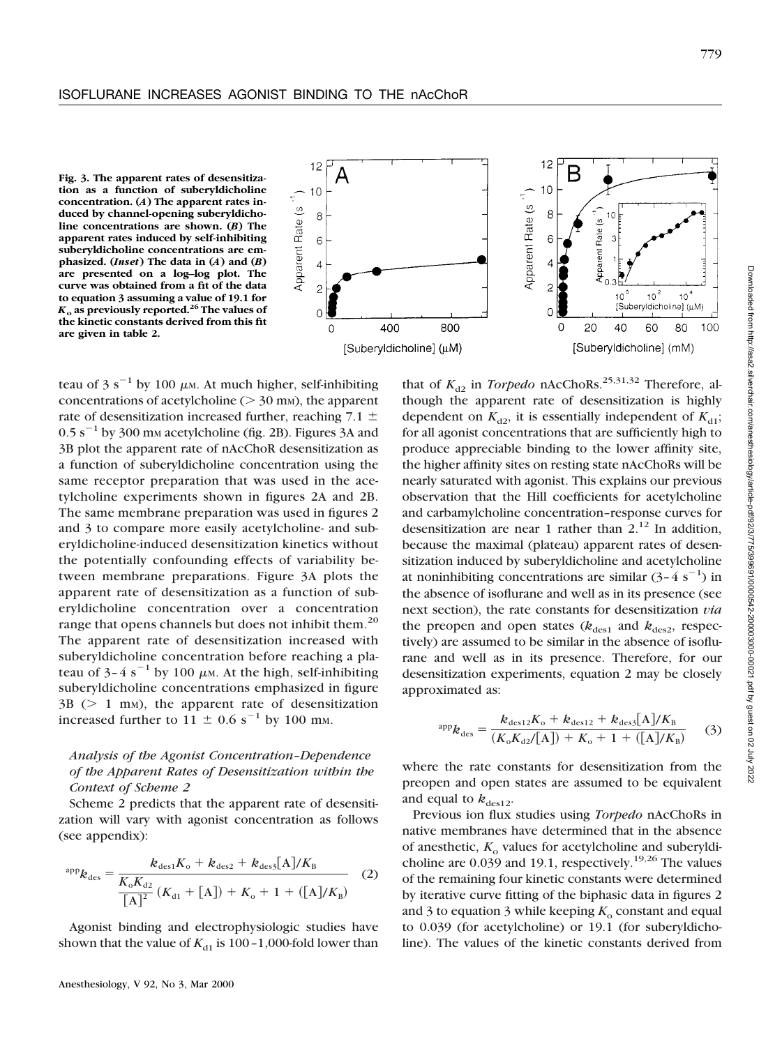**Fig. 3. The apparent rates of desensitization as a function of suberyldicholine concentration. (*A*) The apparent rates induced by channel-opening suberyldicholine concentrations are shown. (*B*) The apparent rates induced by self-inhibiting suberyldicholine concentrations are emphasized. (*Inset*) The data in (*A*) and (*B*) are presented on a log–log plot. The curve was obtained from a fit of the data to equation 3 assuming a value of 19.1 for $K_o$ as previously reported.[26] The values of the kinetic constants derived from this fit are given in table 2.**

teau of 3 $s^{-1}$ by 100 $\mu$M. At much higher, self-inhibiting concentrations of acetylcholine (> 30 mM), the apparent rate of desensitization increased further, reaching 7.1 ± 0.5 $s^{-1}$ by 300 mM acetylcholine (fig. 2B). Figures 3A and 3B plot the apparent rate of nAcChoR desensitization as a function of suberyldicholine concentration using the same receptor preparation that was used in the acetylcholine experiments shown in figures 2A and 2B. The same membrane preparation was used in figures 2 and 3 to compare more easily acetylcholine- and suberyldicholine-induced desensitization kinetics without the potentially confounding effects of variability between membrane preparations. Figure 3A plots the apparent rate of desensitization as a function of suberyldicholine concentration over a concentration range that opens channels but does not inhibit them.[20] The apparent rate of desensitization increased with suberyldicholine concentration before reaching a plateau of 3–4 $s^{-1}$ by 100 $\mu$M. At the high, self-inhibiting suberyldicholine concentrations emphasized in figure 3B (> 1 mM), the apparent rate of desensitization increased further to 11 ± 0.6 $s^{-1}$ by 100 mM.

### *Analysis of the Agonist Concentration–Dependence of the Apparent Rates of Desensitization within the Context of Scheme 2*

Scheme 2 predicts that the apparent rate of desensitization will vary with agonist concentration as follows (see appendix):

$$^{app}k_{des} = \frac{k_{des1}K_o + k_{des2} + k_{des3}[A]/K_B}{\frac{K_oK_{d2}}{[A]^2}(K_{d1} + [A]) + K_o + 1 + ([A]/K_B)} \quad (2)$$

Agonist binding and electrophysiologic studies have shown that the value of $K_{d1}$ is 100–1,000-fold lower than that of $K_{d2}$ in *Torpedo* nAcChoRs.[25,31,32] Therefore, although the apparent rate of desensitization is highly dependent on $K_{d2}$, it is essentially independent of $K_{d1}$; for all agonist concentrations that are sufficiently high to produce appreciable binding to the lower affinity site, the higher affinity sites on resting state nAcChoRs will be nearly saturated with agonist. This explains our previous observation that the Hill coefficients for acetylcholine and carbamylcholine concentration–response curves for desensitization are near 1 rather than 2.[12] In addition, because the maximal (plateau) apparent rates of desensitization induced by suberyldicholine and acetylcholine at noninhibiting concentrations are similar (3–4 $s^{-1}$) in the absence of isoflurane and well as in its presence (see next section), the rate constants for desensitization *via* the preopen and open states ($k_{des1}$ and $k_{des2}$, respectively) are assumed to be similar in the absence of isoflurane and well as in its presence. Therefore, for our desensitization experiments, equation 2 may be closely approximated as:

$$^{app}k_{des} = \frac{k_{des12}K_o + k_{des12} + k_{des3}[A]/K_B}{(K_oK_{d2}/[A]) + K_o + 1 + ([A]/K_B)} \quad (3)$$

where the rate constants for desensitization from the preopen and open states are assumed to be equivalent and equal to $k_{des12}$.

Previous ion flux studies using *Torpedo* nAcChoRs in native membranes have determined that in the absence of anesthetic, $K_o$ values for acetylcholine and suberyldicholine are 0.039 and 19.1, respectively.[19,26] The values of the remaining four kinetic constants were determined by iterative curve fitting of the biphasic data in figures 2 and 3 to equation 3 while keeping $K_o$ constant and equal to 0.039 (for acetylcholine) or 19.1 (for suberyldicholine). The values of the kinetic constants derived from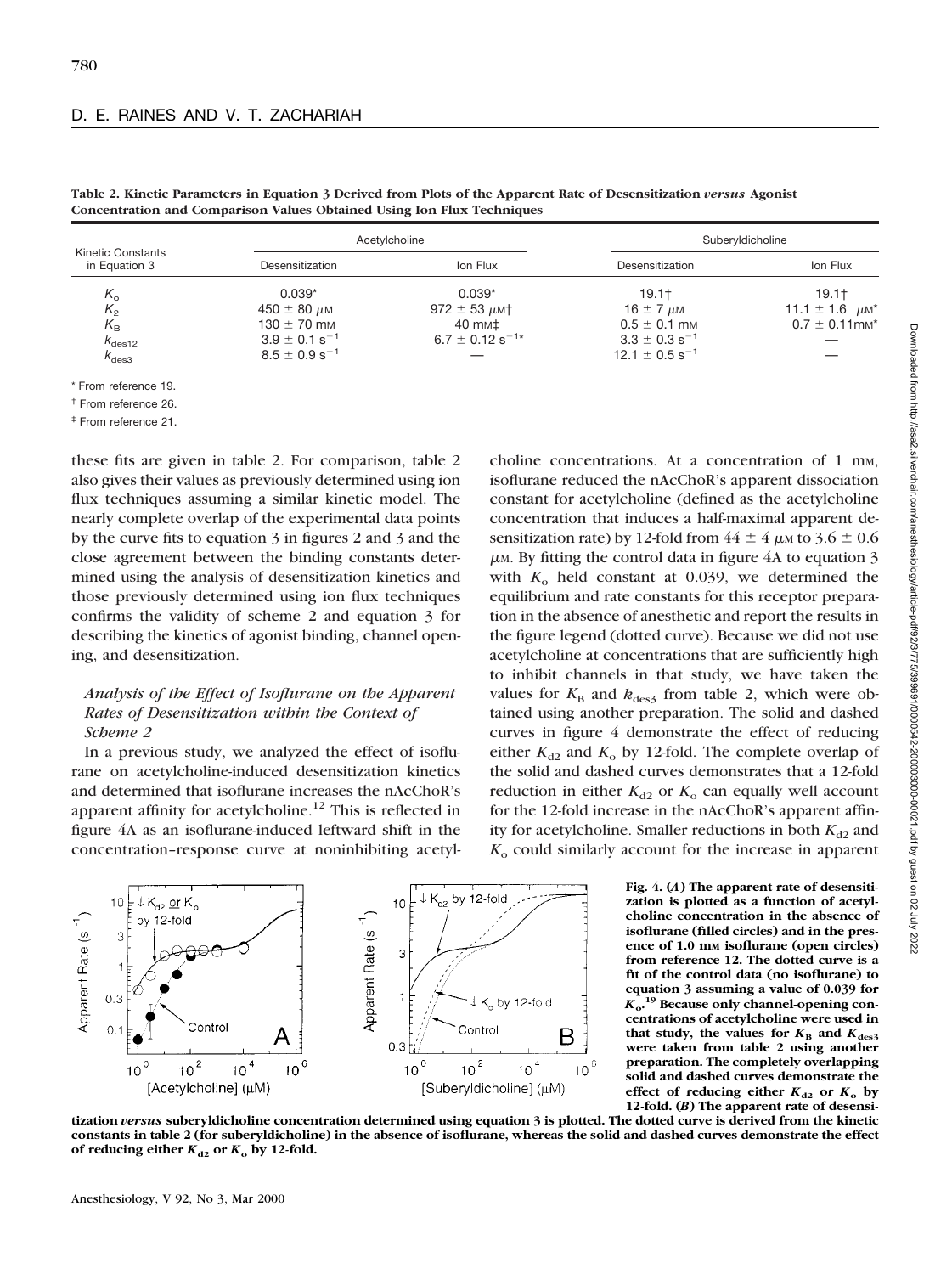**Table 2. Kinetic Parameters in Equation 3 Derived from Plots of the Apparent Rate of Desensitization *versus* Agonist Concentration and Comparison Values Obtained Using Ion Flux Techniques**

| Kinetic Constants in Equation 3 | Acetylcholine | | Suberyldicholine | |
|---|---|---|---|---|
| | Desensitization | Ion Flux | Desensitization | Ion Flux |
| $K_o$ | 0.039* | 0.039* | 19.1† | 19.1† |
| $K_2$ | 450 ± 80 μM | 972 ± 53 μM† | 16 ± 7 μM | 11.1 ± 1.6 μM* |
| $K_B$ | 130 ± 70 mM | 40 mM‡ | 0.5 ± 0.1 mM | 0.7 ± 0.11mM* |
| $k_{des12}$ | 3.9 ± 0.1 $s^{-1}$ | 6.7 ± 0.12 $s^{-1}$* | 3.3 ± 0.3 $s^{-1}$ | — |
| $k_{des3}$ | 8.5 ± 0.9 $s^{-1}$ | — | 12.1 ± 0.5 $s^{-1}$ | — |

\* From reference 19.

† From reference 26.

‡ From reference 21.

these fits are given in table 2. For comparison, table 2 also gives their values as previously determined using ion flux techniques assuming a similar kinetic model. The nearly complete overlap of the experimental data points by the curve fits to equation 3 in figures 2 and 3 and the close agreement between the binding constants determined using the analysis of desensitization kinetics and those previously determined using ion flux techniques confirms the validity of scheme 2 and equation 3 for describing the kinetics of agonist binding, channel opening, and desensitization.

### *Analysis of the Effect of Isoflurane on the Apparent Rates of Desensitization within the Context of Scheme 2*

In a previous study, we analyzed the effect of isoflurane on acetylcholine-induced desensitization kinetics and determined that isoflurane increases the nAcChoR's apparent affinity for acetylcholine.[12] This is reflected in figure 4A as an isoflurane-induced leftward shift in the concentration–response curve at noninhibiting acetylcholine concentrations. At a concentration of 1 mM, isoflurane reduced the nAcChoR's apparent dissociation constant for acetylcholine (defined as the acetylcholine concentration that induces a half-maximal apparent desensitization rate) by 12-fold from 44 ± 4 μM to 3.6 ± 0.6 μM. By fitting the control data in figure 4A to equation 3 with $K_o$ held constant at 0.039, we determined the equilibrium and rate constants for this receptor preparation in the absence of anesthetic and report the results in the figure legend (dotted curve). Because we did not use acetylcholine at concentrations that are sufficiently high to inhibit channels in that study, we have taken the values for $K_B$ and $k_{des3}$ from table 2, which were obtained using another preparation. The solid and dashed curves in figure 4 demonstrate the effect of reducing either $K_{d2}$ and $K_o$ by 12-fold. The complete overlap of the solid and dashed curves demonstrates that a 12-fold reduction in either $K_{d2}$ or $K_o$ can equally well account for the 12-fold increase in the nAcChoR's apparent affinity for acetylcholine. Smaller reductions in both $K_{d2}$ and $K_o$ could similarly account for the increase in apparent

**Fig. 4. (*A*) The apparent rate of desensitization is plotted as a function of acetylcholine concentration in the absence of isoflurane (filled circles) and in the presence of 1.0 mM isoflurane (open circles) from reference 12. The dotted curve is a fit of the control data (no isoflurane) to equation 3 assuming a value of 0.039 for $K_o$.[19] Because only channel-opening concentrations of acetylcholine were used in that study, the values for $K_B$ and $K_{des3}$ were taken from table 2 using another preparation. The completely overlapping solid and dashed curves demonstrate the effect of reducing either $K_{d2}$ or $K_o$ by 12-fold. (*B*) The apparent rate of desensitization *versus* suberyldicholine concentration determined using equation 3 is plotted. The dotted curve is derived from the kinetic constants in table 2 (for suberyldicholine) in the absence of isoflurane, whereas the solid and dashed curves demonstrate the effect of reducing either $K_{d2}$ or $K_o$ by 12-fold.**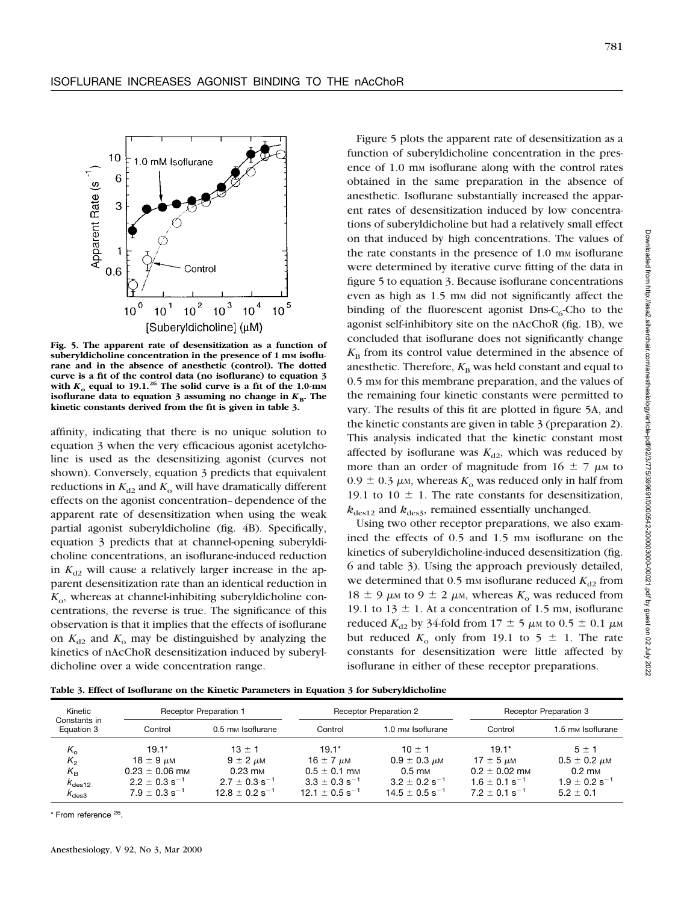Fig. 5. The apparent rate of desensitization as a function of suberyldicholine concentration in the presence of 1 mM isoflurane and in the absence of anesthetic (control). The dotted curve is a fit of the control data (no isoflurane) to equation 3 with $K_o$ equal to 19.1.[26] The solid curve is a fit of the 1.0-mM isoflurane data to equation 3 assuming no change in $K_B$. The kinetic constants derived from the fit is given in table 3.

affinity, indicating that there is no unique solution to equation 3 when the very efficacious agonist acetylcholine is used as the desensitizing agonist (curves not shown). Conversely, equation 3 predicts that equivalent reductions in $K_{d2}$ and $K_o$ will have dramatically different effects on the agonist concentration–dependence of the apparent rate of desensitization when using the weak partial agonist suberyldicholine (fig. 4B). Specifically, equation 3 predicts that at channel-opening suberyldicholine concentrations, an isoflurane-induced reduction in $K_{d2}$ will cause a relatively larger increase in the apparent desensitization rate than an identical reduction in $K_o$, whereas at channel-inhibiting suberyldicholine concentrations, the reverse is true. The significance of this observation is that it implies that the effects of isoflurane on $K_{d2}$ and $K_o$ may be distinguished by analyzing the kinetics of nAcChoR desensitization induced by suberyldicholine over a wide concentration range.

Figure 5 plots the apparent rate of desensitization as a function of suberyldicholine concentration in the presence of 1.0 mM isoflurane along with the control rates obtained in the same preparation in the absence of anesthetic. Isoflurane substantially increased the apparent rates of desensitization induced by low concentrations of suberyldicholine but had a relatively small effect on that induced by high concentrations. The values of the rate constants in the presence of 1.0 mM isoflurane were determined by iterative curve fitting of the data in figure 5 to equation 3. Because isoflurane concentrations even as high as 1.5 mM did not significantly affect the binding of the fluorescent agonist Dns-$C_6$-Cho to the agonist self-inhibitory site on the nAcChoR (fig. 1B), we concluded that isoflurane does not significantly change $K_B$ from its control value determined in the absence of anesthetic. Therefore, $K_B$ was held constant and equal to 0.5 mM for this membrane preparation, and the values of the remaining four kinetic constants were permitted to vary. The results of this fit are plotted in figure 5A, and the kinetic constants are given in table 3 (preparation 2). This analysis indicated that the kinetic constant most affected by isoflurane was $K_{d2}$, which was reduced by more than an order of magnitude from 16 ± 7 $\mu$M to 0.9 ± 0.3 $\mu$M, whereas $K_o$ was reduced only in half from 19.1 to 10 ± 1. The rate constants for desensitization, $k_{des12}$ and $k_{des3}$, remained essentially unchanged.

Using two other receptor preparations, we also examined the effects of 0.5 and 1.5 mM isoflurane on the kinetics of suberyldicholine-induced desensitization (fig. 6 and table 3). Using the approach previously detailed, we determined that 0.5 mM isoflurane reduced $K_{d2}$ from 18 ± 9 $\mu$M to 9 ± 2 $\mu$M, whereas $K_o$ was reduced from 19.1 to 13 ± 1. At a concentration of 1.5 mM, isoflurane reduced $K_{d2}$ by 34-fold from 17 ± 5 $\mu$M to 0.5 ± 0.1 $\mu$M but reduced $K_o$ only from 19.1 to 5 ± 1. The rate constants for desensitization were little affected by isoflurane in either of these receptor preparations.

**Table 3. Effect of Isoflurane on the Kinetic Parameters in Equation 3 for Suberyldicholine**

| Kinetic Constants in Equation 3 | Receptor Preparation 1 | | Receptor Preparation 2 | | Receptor Preparation 3 | |
|---|---|---|---|---|---|---|
| | Control | 0.5 mM Isoflurane | Control | 1.0 mM Isoflurane | Control | 1.5 mM Isoflurane |
| $K_o$ | 19.1* | 13 ± 1 | 19.1* | 10 ± 1 | 19.1* | 5 ± 1 |
| $K_2$ | 18 ± 9 $\mu$M | 9 ± 2 $\mu$M | 16 ± 7 $\mu$M | 0.9 ± 0.3 $\mu$M | 17 ± 5 $\mu$M | 0.5 ± 0.2 $\mu$M |
| $K_B$ | 0.23 ± 0.06 mM | 0.23 mM | 0.5 ± 0.1 mM | 0.5 mM | 0.2 ± 0.02 mM | 0.2 mM |
| $k_{des12}$ | 2.2 ± 0.3 $s^{-1}$ | 2.7 ± 0.3 $s^{-1}$ | 3.3 ± 0.3 $s^{-1}$ | 3.2 ± 0.2 $s^{-1}$ | 1.6 ± 0.1 $s^{-1}$ | 1.9 ± 0.2 $s^{-1}$ |
| $k_{des3}$ | 7.9 ± 0.3 $s^{-1}$ | 12.8 ± 0.2 $s^{-1}$ | 12.1 ± 0.5 $s^{-1}$ | 14.5 ± 0.5 $s^{-1}$ | 7.2 ± 0.1 $s^{-1}$ | 5.2 ± 0.1 |

\* From reference [26].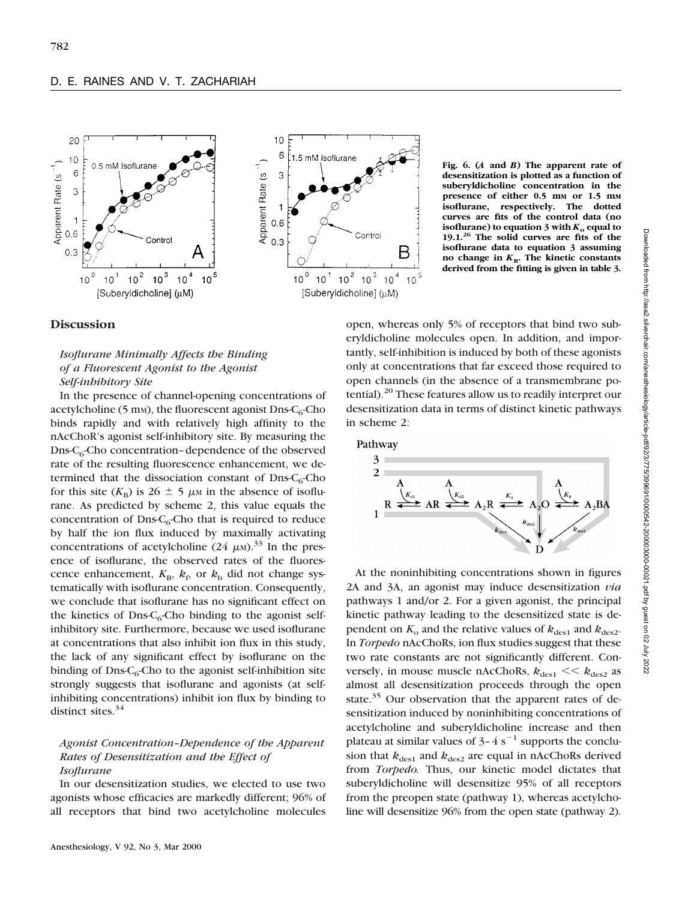Fig. 6. (*A* and *B*) The apparent rate of desensitization is plotted as a function of suberyldicholine concentration in the presence of either 0.5 mM or 1.5 mM isoflurane, respectively. The dotted curves are fits of the control data (no isoflurane) to equation 3 with $K_o$ equal to 19.1.[26] The solid curves are fits of the isoflurane data to equation 3 assuming no change in $K_B$. The kinetic constants derived from the fitting is given in table 3.

## Discussion

### *Isoflurane Minimally Affects the Binding of a Fluorescent Agonist to the Agonist Self-inhibitory Site*

In the presence of channel-opening concentrations of acetylcholine (5 mM), the fluorescent agonist Dns-$C_6$-Cho binds rapidly and with relatively high affinity to the nAcChoR's agonist self-inhibitory site. By measuring the Dns-$C_6$-Cho concentration–dependence of the observed rate of the resulting fluorescence enhancement, we determined that the dissociation constant of Dns-$C_6$-Cho for this site ($K_B$) is 26 ± 5 $\mu$M in the absence of isoflurane. As predicted by scheme 2, this value equals the concentration of Dns-$C_6$-Cho that is required to reduce by half the ion flux induced by maximally activating concentrations of acetylcholine (24 $\mu$M).[33] In the presence of isoflurane, the observed rates of the fluorescence enhancement, $K_B$, $k_f$, or $k_b$ did not change systematically with isoflurane concentration. Consequently, we conclude that isoflurane has no significant effect on the kinetics of Dns-$C_6$-Cho binding to the agonist self-inhibitory site. Furthermore, because we used isoflurane at concentrations that also inhibit ion flux in this study, the lack of any significant effect by isoflurane on the binding of Dns-$C_6$-Cho to the agonist self-inhibition site strongly suggests that isoflurane and agonists (at self-inhibiting concentrations) inhibit ion flux by binding to distinct sites.[34]

### *Agonist Concentration–Dependence of the Apparent Rates of Desensitization and the Effect of Isoflurane*

In our desensitization studies, we elected to use two agonists whose efficacies are markedly different; 96% of all receptors that bind two acetylcholine molecules open, whereas only 5% of receptors that bind two suberyldicholine molecules open. In addition, and importantly, self-inhibition is induced by both of these agonists only at concentrations that far exceed those required to open channels (in the absence of a transmembrane potential).[20] These features allow us to readily interpret our desensitization data in terms of distinct kinetic pathways in scheme 2:

Pathway

$$R \underset{K_{d1}}{\overset{A}{\rightleftharpoons}} AR \underset{K_{d2}}{\overset{A}{\rightleftharpoons}} A_2R \overset{K_o}{\rightleftharpoons} A_2O \underset{K_B}{\overset{A}{\rightleftharpoons}} A_2BA$$

$$A_2R \xrightarrow{k_{des1}} D \quad (1), \qquad A_2O \xrightarrow{k_{des2}} D \quad (2), \qquad A_2BA \xrightarrow{k_{des3}} D \quad (3)$$

At the noninhibiting concentrations shown in figures 2A and 3A, an agonist may induce desensitization *via* pathways 1 and/or 2. For a given agonist, the principal kinetic pathway leading to the desensitized state is dependent on $K_o$ and the relative values of $k_{des1}$ and $k_{des2}$. In *Torpedo* nAcChoRs, ion flux studies suggest that these two rate constants are not significantly different. Conversely, in mouse muscle nAcChoRs, $k_{des1} << k_{des2}$ as almost all desensitization proceeds through the open state.[35] Our observation that the apparent rates of desensitization induced by noninhibiting concentrations of acetylcholine and suberyldicholine increase and then plateau at similar values of 3–4 $s^{-1}$ supports the conclusion that $k_{des1}$ and $k_{des2}$ are equal in nAcChoRs derived from *Torpedo*. Thus, our kinetic model dictates that suberyldicholine will desensitize 95% of all receptors from the preopen state (pathway 1), whereas acetylcholine will desensitize 96% from the open state (pathway 2).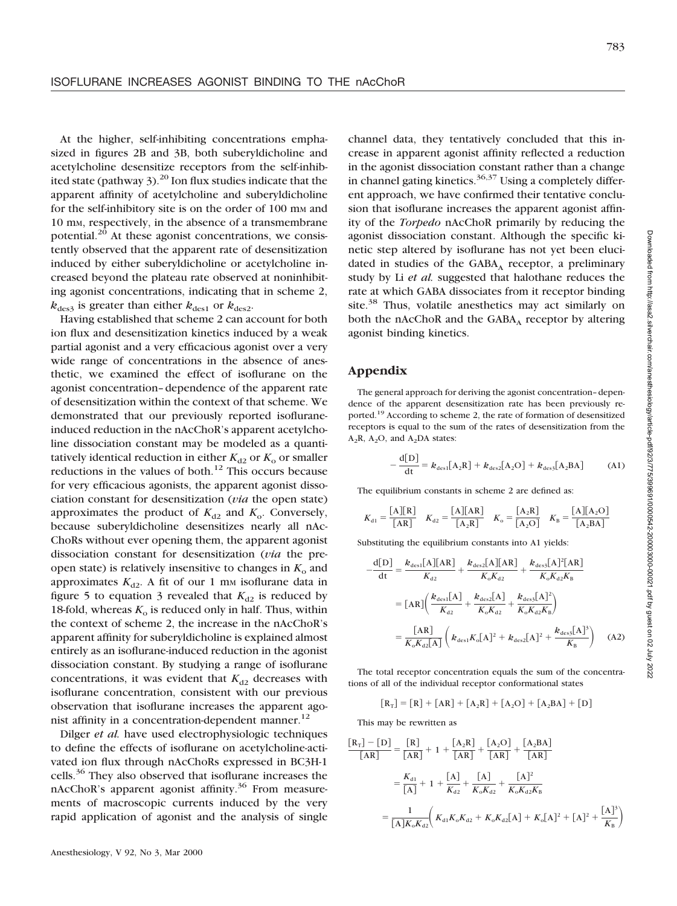At the higher, self-inhibiting concentrations emphasized in figures 2B and 3B, both suberyldicholine and acetylcholine desensitize receptors from the self-inhibited state (pathway 3).[20] Ion flux studies indicate that the apparent affinity of acetylcholine and suberyldicholine for the self-inhibitory site is on the order of 100 mM and 10 mM, respectively, in the absence of a transmembrane potential.[20] At these agonist concentrations, we consistently observed that the apparent rate of desensitization induced by either suberyldicholine or acetylcholine increased beyond the plateau rate observed at noninhibiting agonist concentrations, indicating that in scheme 2, $k_{des3}$ is greater than either $k_{des1}$ or $k_{des2}$.

Having established that scheme 2 can account for both ion flux and desensitization kinetics induced by a weak partial agonist and a very efficacious agonist over a very wide range of concentrations in the absence of anesthetic, we examined the effect of isoflurane on the agonist concentration–dependence of the apparent rate of desensitization within the context of that scheme. We demonstrated that our previously reported isoflurane-induced reduction in the nAcChoR's apparent acetylcholine dissociation constant may be modeled as a quantitatively identical reduction in either $K_{d2}$ or $K_o$ or smaller reductions in the values of both.[12] This occurs because for very efficacious agonists, the apparent agonist dissociation constant for desensitization (*via* the open state) approximates the product of $K_{d2}$ and $K_o$. Conversely, because suberyldicholine desensitizes nearly all nAcChoRs without ever opening them, the apparent agonist dissociation constant for desensitization (*via* the pre-open state) is relatively insensitive to changes in $K_o$ and approximates $K_{d2}$. A fit of our 1 mM isoflurane data in figure 5 to equation 3 revealed that $K_{d2}$ is reduced by 18-fold, whereas $K_o$ is reduced only in half. Thus, within the context of scheme 2, the increase in the nAcChoR's apparent affinity for suberyldicholine is explained almost entirely as an isoflurane-induced reduction in the agonist dissociation constant. By studying a range of isoflurane concentrations, it was evident that $K_{d2}$ decreases with isoflurane concentration, consistent with our previous observation that isoflurane increases the apparent agonist affinity in a concentration-dependent manner.[12]

Dilger *et al.* have used electrophysiologic techniques to define the effects of isoflurane on acetylcholine-activated ion flux through nAcChoRs expressed in BC3H-1 cells.[36] They also observed that isoflurane increases the nAcChoR's apparent agonist affinity.[36] From measurements of macroscopic currents induced by the very rapid application of agonist and the analysis of single channel data, they tentatively concluded that this increase in apparent agonist affinity reflected a reduction in the agonist dissociation constant rather than a change in channel gating kinetics.[36,37] Using a completely different approach, we have confirmed their tentative conclusion that isoflurane increases the apparent agonist affinity of the *Torpedo* nAcChoR primarily by reducing the agonist dissociation constant. Although the specific kinetic step altered by isoflurane has not yet been elucidated in studies of the $GABA_A$ receptor, a preliminary study by Li *et al.* suggested that halothane reduces the rate at which GABA dissociates from it receptor binding site.[38] Thus, volatile anesthetics may act similarly on both the nAcChoR and the $GABA_A$ receptor by altering agonist binding kinetics.

## Appendix

The general approach for deriving the agonist concentration–dependence of the apparent desensitization rate has been previously reported.[19] According to scheme 2, the rate of formation of desensitized receptors is equal to the sum of the rates of desensitization from the $A_2R$, $A_2O$, and $A_2DA$ states:

$$-\frac{d[D]}{dt} = k_{des1}[A_2R] + k_{des2}[A_2O] + k_{des3}[A_2BA] \qquad (A1)$$

The equilibrium constants in scheme 2 are defined as:

$$K_{d1} = \frac{[A][R]}{[AR]} \quad K_{d2} = \frac{[A][AR]}{[A_2R]} \quad K_o = \frac{[A_2R]}{[A_2O]} \quad K_B = \frac{[A][A_2O]}{[A_2BA]}$$

Substituting the equilibrium constants into A1 yields:

$$\begin{aligned} -\frac{d[D]}{dt} &= \frac{k_{des1}[A][AR]}{K_{d2}} + \frac{k_{des2}[A][AR]}{K_oK_{d2}} + \frac{k_{des3}[A]^2[AR]}{K_oK_{d2}K_B} \\ &= [AR]\left(\frac{k_{des1}[A]}{K_{d2}} + \frac{k_{des2}[A]}{K_oK_{d2}} + \frac{k_{des3}[A]^2}{K_oK_{d2}K_B}\right) \\ &= \frac{[AR]}{K_oK_{d2}[A]}\left(k_{des1}K_o[A]^2 + k_{des2}[A]^2 + \frac{k_{des3}[A]^3}{K_B}\right) \end{aligned} \qquad (A2)$$

The total receptor concentration equals the sum of the concentrations of all of the individual receptor conformational states

$$[R_T] = [R] + [AR] + [A_2R] + [A_2O] + [A_2BA] + [D]$$

This may be rewritten as

$$\begin{aligned} \frac{[R_T] - [D]}{[AR]} &= \frac{[R]}{[AR]} + 1 + \frac{[A_2R]}{[AR]} + \frac{[A_2O]}{[AR]} + \frac{[A_2BA]}{[AR]} \\ &= \frac{K_{d1}}{[A]} + 1 + \frac{[A]}{K_{d2}} + \frac{[A]}{K_oK_{d2}} + \frac{[A]^2}{K_oK_{d2}K_B} \\ &= \frac{1}{[A]K_oK_{d2}}\left(K_{d1}K_oK_{d2} + K_oK_{d2}[A] + K_o[A]^2 + [A]^2 + \frac{[A]^3}{K_B}\right) \end{aligned}$$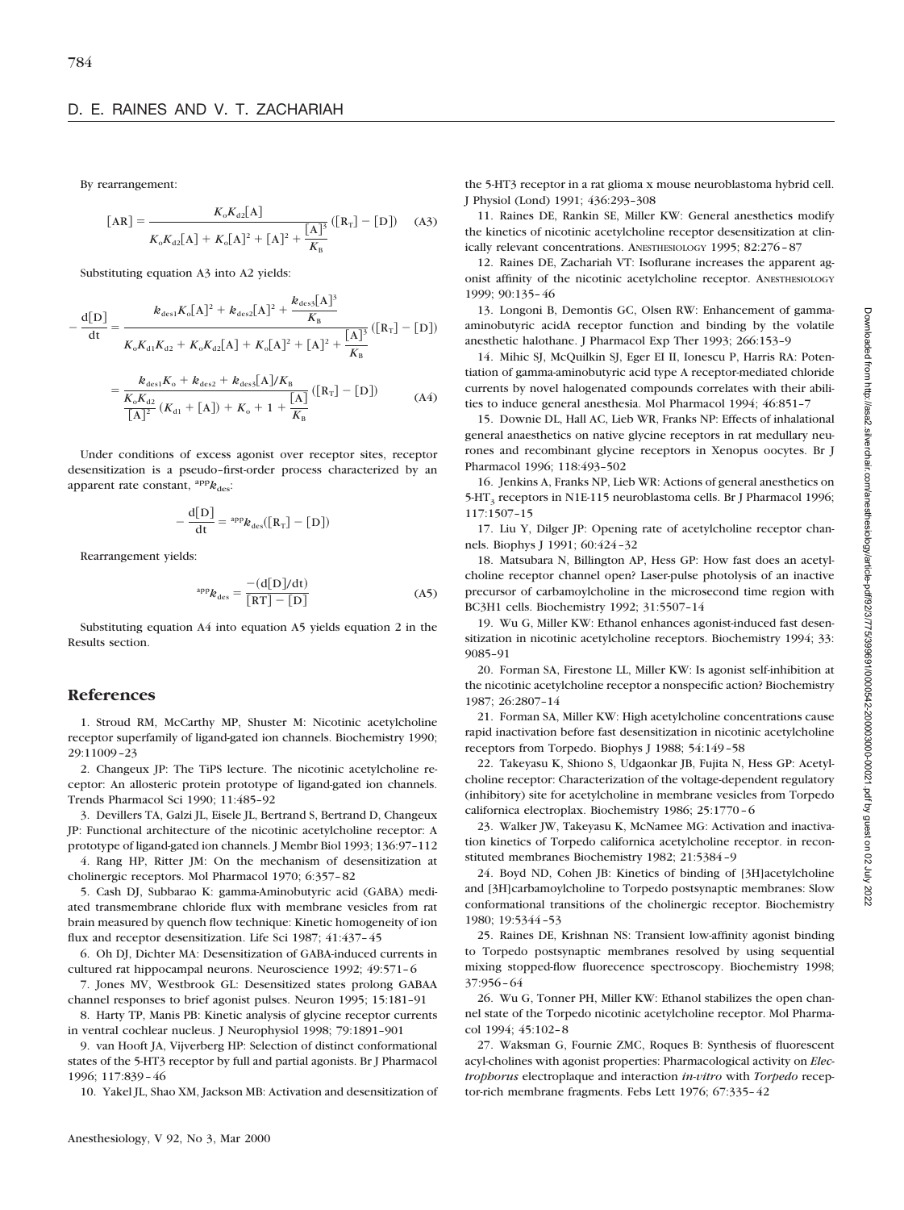By rearrangement:

$$[\mathrm{AR}] = \frac{K_o K_{d2}[\mathrm{A}]}{K_o K_{d2}[\mathrm{A}] + K_o[\mathrm{A}]^2 + [\mathrm{A}]^2 + \frac{[\mathrm{A}]^3}{K_B}}([\mathrm{R_T}] - [\mathrm{D}]) \quad \text{(A3)}$$

Substituting equation A3 into A2 yields:

$$-\frac{d[\mathrm{D}]}{dt} = \frac{k_{des1}K_o[\mathrm{A}]^2 + k_{des2}[\mathrm{A}]^2 + \frac{k_{des3}[\mathrm{A}]^3}{K_B}}{K_o K_{d1} K_{d2} + K_o K_{d2}[\mathrm{A}] + K_o[\mathrm{A}]^2 + [\mathrm{A}]^2 + \frac{[\mathrm{A}]^3}{K_B}}([\mathrm{R_T}] - [\mathrm{D}])$$

$$= \frac{k_{des1}K_o + k_{des2} + k_{des3}[\mathrm{A}]/K_B}{\frac{K_o K_{d2}}{[\mathrm{A}]^2}(K_{d1} + [\mathrm{A}]) + K_o + 1 + \frac{[\mathrm{A}]}{K_B}}([\mathrm{R_T}] - [\mathrm{D}]) \quad \text{(A4)}$$

Under conditions of excess agonist over receptor sites, receptor desensitization is a pseudo–first-order process characterized by an apparent rate constant, ${}^{app}k_{des}$:

$$-\frac{d[\mathrm{D}]}{dt} = {}^{app}k_{des}([\mathrm{R_T}] - [\mathrm{D}])$$

Rearrangement yields:

$${}^{app}k_{des} = \frac{-(d[\mathrm{D}]/dt)}{[\mathrm{RT}] - [\mathrm{D}]} \quad \text{(A5)}$$

Substituting equation A4 into equation A5 yields equation 2 in the Results section.

## References

1. Stroud RM, McCarthy MP, Shuster M: Nicotinic acetylcholine receptor superfamily of ligand-gated ion channels. Biochemistry 1990; 29:11009–23
2. Changeux JP: The TiPS lecture. The nicotinic acetylcholine receptor: An allosteric protein prototype of ligand-gated ion channels. Trends Pharmacol Sci 1990; 11:485–92
3. Devillers TA, Galzi JL, Eisele JL, Bertrand S, Bertrand D, Changeux JP: Functional architecture of the nicotinic acetylcholine receptor: A prototype of ligand-gated ion channels. J Membr Biol 1993; 136:97–112
4. Rang HP, Ritter JM: On the mechanism of desensitization at cholinergic receptors. Mol Pharmacol 1970; 6:357–82
5. Cash DJ, Subbarao K: gamma-Aminobutyric acid (GABA) mediated transmembrane chloride flux with membrane vesicles from rat brain measured by quench flow technique: Kinetic homogeneity of ion flux and receptor desensitization. Life Sci 1987; 41:437–45
6. Oh DJ, Dichter MA: Desensitization of GABA-induced currents in cultured rat hippocampal neurons. Neuroscience 1992; 49:571–6
7. Jones MV, Westbrook GL: Desensitized states prolong GABAA channel responses to brief agonist pulses. Neuron 1995; 15:181–91
8. Harty TP, Manis PB: Kinetic analysis of glycine receptor currents in ventral cochlear nucleus. J Neurophysiol 1998; 79:1891–901
9. van Hooft JA, Vijverberg HP: Selection of distinct conformational states of the 5-HT3 receptor by full and partial agonists. Br J Pharmacol 1996; 117:839–46
10. Yakel JL, Shao XM, Jackson MB: Activation and desensitization of the 5-HT3 receptor in a rat glioma x mouse neuroblastoma hybrid cell. J Physiol (Lond) 1991; 436:293–308
11. Raines DE, Rankin SE, Miller KW: General anesthetics modify the kinetics of nicotinic acetylcholine receptor desensitization at clinically relevant concentrations. ANESTHESIOLOGY 1995; 82:276–87
12. Raines DE, Zachariah VT: Isoflurane increases the apparent agonist affinity of the nicotinic acetylcholine receptor. ANESTHESIOLOGY 1999; 90:135–46
13. Longoni B, Demontis GC, Olsen RW: Enhancement of gamma-aminobutyric acidA receptor function and binding by the volatile anesthetic halothane. J Pharmacol Exp Ther 1993; 266:153–9
14. Mihic SJ, McQuilkin SJ, Eger EI II, Ionescu P, Harris RA: Potentiation of gamma-aminobutyric acid type A receptor-mediated chloride currents by novel halogenated compounds correlates with their abilities to induce general anesthesia. Mol Pharmacol 1994; 46:851–7
15. Downie DL, Hall AC, Lieb WR, Franks NP: Effects of inhalational general anaesthetics on native glycine receptors in rat medullary neurones and recombinant glycine receptors in Xenopus oocytes. Br J Pharmacol 1996; 118:493–502
16. Jenkins A, Franks NP, Lieb WR: Actions of general anesthetics on 5-$HT_3$ receptors in N1E-115 neuroblastoma cells. Br J Pharmacol 1996; 117:1507–15
17. Liu Y, Dilger JP: Opening rate of acetylcholine receptor channels. Biophys J 1991; 60:424–32
18. Matsubara N, Billington AP, Hess GP: How fast does an acetylcholine receptor channel open? Laser-pulse photolysis of an inactive precursor of carbamoylcholine in the microsecond time region with BC3H1 cells. Biochemistry 1992; 31:5507–14
19. Wu G, Miller KW: Ethanol enhances agonist-induced fast desensitization in nicotinic acetylcholine receptors. Biochemistry 1994; 33:9085–91
20. Forman SA, Firestone LL, Miller KW: Is agonist self-inhibition at the nicotinic acetylcholine receptor a nonspecific action? Biochemistry 1987; 26:2807–14
21. Forman SA, Miller KW: High acetylcholine concentrations cause rapid inactivation before fast desensitization in nicotinic acetylcholine receptors from Torpedo. Biophys J 1988; 54:149–58
22. Takeyasu K, Shiono S, Udgaonkar JB, Fujita N, Hess GP: Acetylcholine receptor: Characterization of the voltage-dependent regulatory (inhibitory) site for acetylcholine in membrane vesicles from Torpedo californica electroplax. Biochemistry 1986; 25:1770–6
23. Walker JW, Takeyasu K, McNamee MG: Activation and inactivation kinetics of Torpedo californica acetylcholine receptor. in reconstituted membranes Biochemistry 1982; 21:5384–9
24. Boyd ND, Cohen JB: Kinetics of binding of [3H]acetylcholine and [3H]carbamoylcholine to Torpedo postsynaptic membranes: Slow conformational transitions of the cholinergic receptor. Biochemistry 1980; 19:5344–53
25. Raines DE, Krishnan NS: Transient low-affinity agonist binding to Torpedo postsynaptic membranes resolved by using sequential mixing stopped-flow fluorecence spectroscopy. Biochemistry 1998; 37:956–64
26. Wu G, Tonner PH, Miller KW: Ethanol stabilizes the open channel state of the Torpedo nicotinic acetylcholine receptor. Mol Pharmacol 1994; 45:102–8
27. Waksman G, Fournie ZMC, Roques B: Synthesis of fluorescent acyl-cholines with agonist properties: Pharmacological activity on *Electrophorus* electroplaque and interaction *in-vitro* with *Torpedo* receptor-rich membrane fragments. Febs Lett 1976; 67:335–42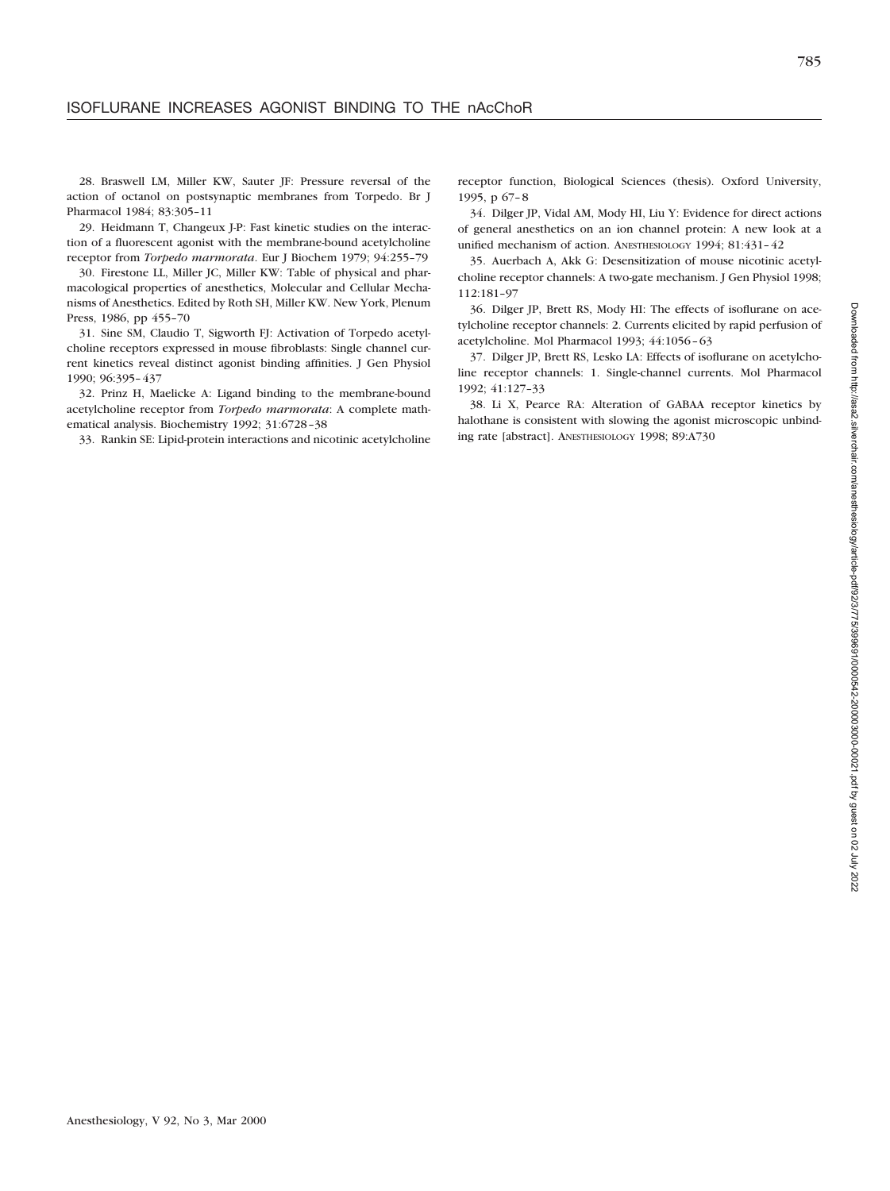28. Braswell LM, Miller KW, Sauter JF: Pressure reversal of the action of octanol on postsynaptic membranes from Torpedo. Br J Pharmacol 1984; 83:305–11

29. Heidmann T, Changeux J-P: Fast kinetic studies on the interaction of a fluorescent agonist with the membrane-bound acetylcholine receptor from *Torpedo marmorata*. Eur J Biochem 1979; 94:255–79

30. Firestone LL, Miller JC, Miller KW: Table of physical and pharmacological properties of anesthetics, Molecular and Cellular Mechanisms of Anesthetics. Edited by Roth SH, Miller KW. New York, Plenum Press, 1986, pp 455–70

31. Sine SM, Claudio T, Sigworth FJ: Activation of Torpedo acetylcholine receptors expressed in mouse fibroblasts: Single channel current kinetics reveal distinct agonist binding affinities. J Gen Physiol 1990; 96:395–437

32. Prinz H, Maelicke A: Ligand binding to the membrane-bound acetylcholine receptor from *Torpedo marmorata*: A complete mathematical analysis. Biochemistry 1992; 31:6728–38

33. Rankin SE: Lipid-protein interactions and nicotinic acetylcholine receptor function, Biological Sciences (thesis). Oxford University, 1995, p 67–8

34. Dilger JP, Vidal AM, Mody HI, Liu Y: Evidence for direct actions of general anesthetics on an ion channel protein: A new look at a unified mechanism of action. ANESTHESIOLOGY 1994; 81:431–42

35. Auerbach A, Akk G: Desensitization of mouse nicotinic acetylcholine receptor channels: A two-gate mechanism. J Gen Physiol 1998; 112:181–97

36. Dilger JP, Brett RS, Mody HI: The effects of isoflurane on acetylcholine receptor channels: 2. Currents elicited by rapid perfusion of acetylcholine. Mol Pharmacol 1993; 44:1056–63

37. Dilger JP, Brett RS, Lesko LA: Effects of isoflurane on acetylcholine receptor channels: 1. Single-channel currents. Mol Pharmacol 1992; 41:127–33

38. Li X, Pearce RA: Alteration of GABAA receptor kinetics by halothane is consistent with slowing the agonist microscopic unbinding rate [abstract]. ANESTHESIOLOGY 1998; 89:A730